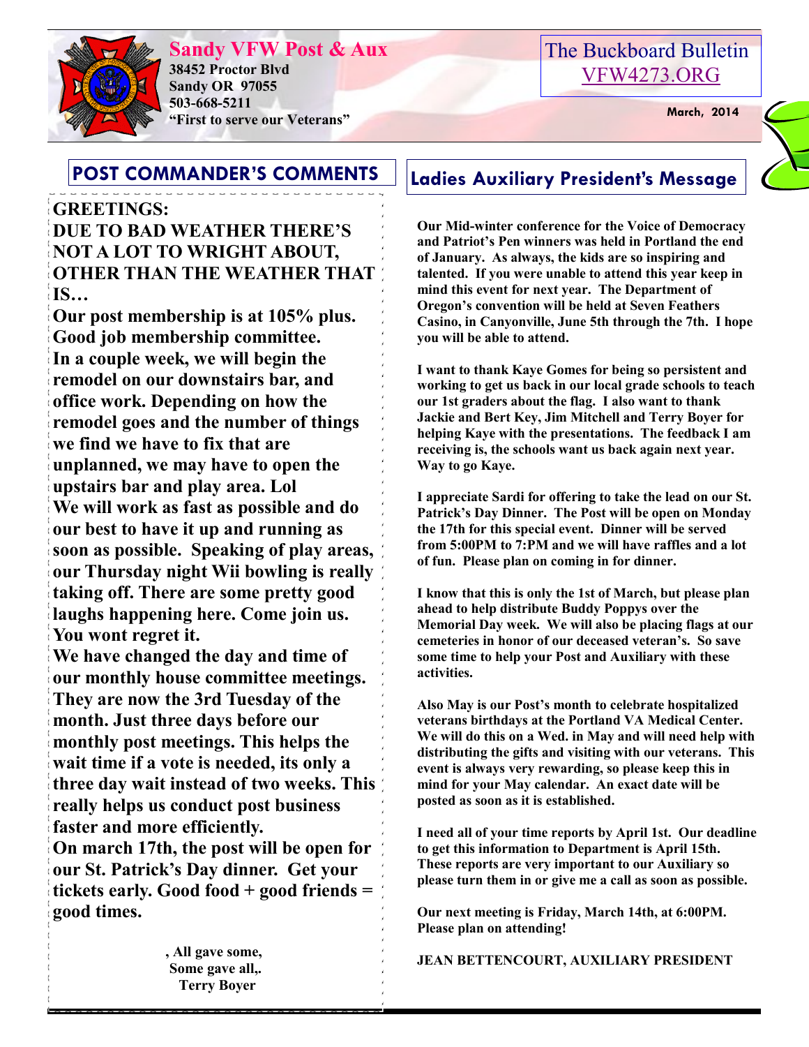# Sandy VFW Post & Aux

**38452 Proctor Blvd**
**Sandy OR 97055**
**503-668-5211**
**"First to serve our Veterans"**

The Buckboard Bulletin
VFW4273.ORG

**March, 2014**

## POST COMMANDER'S COMMENTS

**GREETINGS:**

**DUE TO BAD WEATHER THERE'S NOT A LOT TO WRIGHT ABOUT, OTHER THAN THE WEATHER THAT IS…**

**Our post membership is at 105% plus. Good job membership committee.**

**In a couple week, we will begin the remodel on our downstairs bar, and office work. Depending on how the remodel goes and the number of things we find we have to fix that are unplanned, we may have to open the upstairs bar and play area. Lol**

**We will work as fast as possible and do our best to have it up and running as soon as possible. Speaking of play areas, our Thursday night Wii bowling is really taking off. There are some pretty good laughs happening here. Come join us. You wont regret it.**

**We have changed the day and time of our monthly house committee meetings. They are now the 3rd Tuesday of the month. Just three days before our monthly post meetings. This helps the wait time if a vote is needed, its only a three day wait instead of two weeks. This really helps us conduct post business faster and more efficiently.**

**On march 17th, the post will be open for our St. Patrick's Day dinner. Get your tickets early. Good food + good friends = good times.**

**, All gave some,**
**Some gave all,.**
**Terry Boyer**

## Ladies Auxiliary President's Message

**Our Mid-winter conference for the Voice of Democracy and Patriot's Pen winners was held in Portland the end of January. As always, the kids are so inspiring and talented. If you were unable to attend this year keep in mind this event for next year. The Department of Oregon's convention will be held at Seven Feathers Casino, in Canyonville, June 5th through the 7th. I hope you will be able to attend.**

**I want to thank Kaye Gomes for being so persistent and working to get us back in our local grade schools to teach our 1st graders about the flag. I also want to thank Jackie and Bert Key, Jim Mitchell and Terry Boyer for helping Kaye with the presentations. The feedback I am receiving is, the schools want us back again next year. Way to go Kaye.**

**I appreciate Sardi for offering to take the lead on our St. Patrick's Day Dinner. The Post will be open on Monday the 17th for this special event. Dinner will be served from 5:00PM to 7:PM and we will have raffles and a lot of fun. Please plan on coming in for dinner.**

**I know that this is only the 1st of March, but please plan ahead to help distribute Buddy Poppys over the Memorial Day week. We will also be placing flags at our cemeteries in honor of our deceased veteran's. So save some time to help your Post and Auxiliary with these activities.**

**Also May is our Post's month to celebrate hospitalized veterans birthdays at the Portland VA Medical Center. We will do this on a Wed. in May and will need help with distributing the gifts and visiting with our veterans. This event is always very rewarding, so please keep this in mind for your May calendar. An exact date will be posted as soon as it is established.**

**I need all of your time reports by April 1st. Our deadline to get this information to Department is April 15th. These reports are very important to our Auxiliary so please turn them in or give me a call as soon as possible.**

**Our next meeting is Friday, March 14th, at 6:00PM. Please plan on attending!**

**JEAN BETTENCOURT, AUXILIARY PRESIDENT**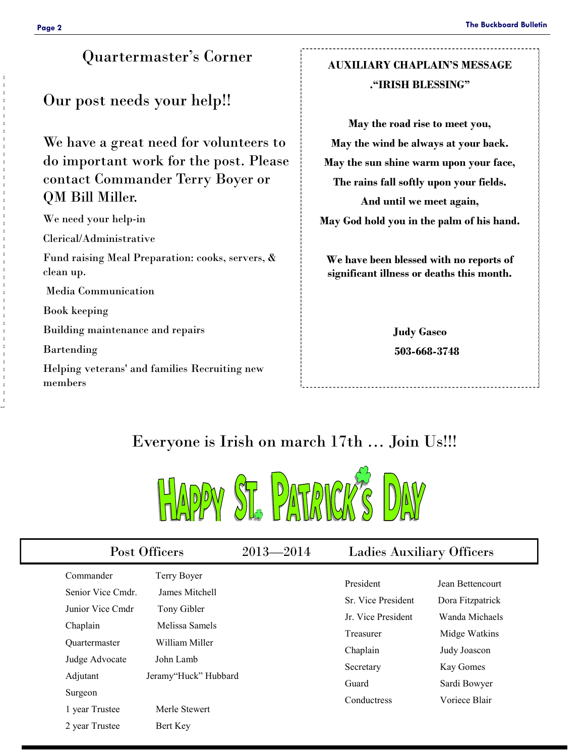## Quartermaster's Corner

### Our post needs your help!!

We have a great need for volunteers to do important work for the post. Please contact Commander Terry Boyer or QM Bill Miller.

We need your help-in

Clerical/Administrative

Fund raising Meal Preparation: cooks, servers, & clean up.

Media Communication

Book keeping

Building maintenance and repairs

Bartending

Helping veterans' and families Recruiting new members

**AUXILIARY CHAPLAIN'S MESSAGE**

**."IRISH BLESSING"**

**May the road rise to meet you,**
**May the wind be always at your back.**
**May the sun shine warm upon your face,**
**The rains fall softly upon your fields.**
**And until we meet again,**
**May God hold you in the palm of his hand.**

**We have been blessed with no reports of significant illness or deaths this month.**

**Judy Gasco**

**503-668-3748**

## Everyone is Irish on march 17th … Join Us!!!

HAPPY ST. PATRICK'S DAY

## Post Officers 2013—2014

| | |
|---|---|
| Commander | Terry Boyer |
| Senior Vice Cmdr. | James Mitchell |
| Junior Vice Cmdr | Tony Gibler |
| Chaplain | Melissa Samels |
| Quartermaster | William Miller |
| Judge Advocate | John Lamb |
| Adjutant | Jeramy"Huck" Hubbard |
| Surgeon | |
| 1 year Trustee | Merle Stewert |
| 2 year Trustee | Bert Key |

## Ladies Auxiliary Officers

| | |
|---|---|
| President | Jean Bettencourt |
| Sr. Vice President | Dora Fitzpatrick |
| Jr. Vice President | Wanda Michaels |
| Treasurer | Midge Watkins |
| Chaplain | Judy Joascon |
| Secretary | Kay Gomes |
| Guard | Sardi Bowyer |
| Conductress | Voriece Blair |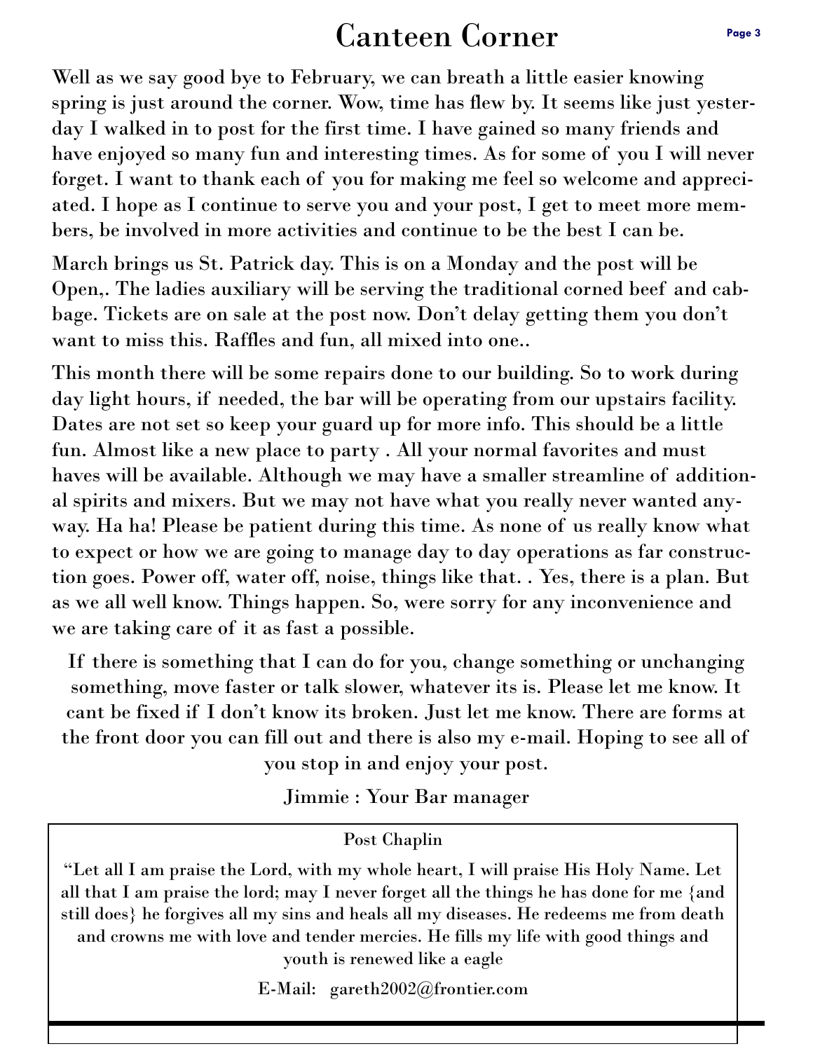# Canteen Corner

Well as we say good bye to February, we can breath a little easier knowing spring is just around the corner. Wow, time has flew by. It seems like just yesterday I walked in to post for the first time. I have gained so many friends and have enjoyed so many fun and interesting times. As for some of you I will never forget. I want to thank each of you for making me feel so welcome and appreciated. I hope as I continue to serve you and your post, I get to meet more members, be involved in more activities and continue to be the best I can be.

March brings us St. Patrick day. This is on a Monday and the post will be Open,. The ladies auxiliary will be serving the traditional corned beef and cabbage. Tickets are on sale at the post now. Don't delay getting them you don't want to miss this. Raffles and fun, all mixed into one..

This month there will be some repairs done to our building. So to work during day light hours, if needed, the bar will be operating from our upstairs facility. Dates are not set so keep your guard up for more info. This should be a little fun. Almost like a new place to party . All your normal favorites and must haves will be available. Although we may have a smaller streamline of additional spirits and mixers. But we may not have what you really never wanted anyway. Ha ha! Please be patient during this time. As none of us really know what to expect or how we are going to manage day to day operations as far construction goes. Power off, water off, noise, things like that. . Yes, there is a plan. But as we all well know. Things happen. So, were sorry for any inconvenience and we are taking care of it as fast a possible.

If there is something that I can do for you, change something or unchanging something, move faster or talk slower, whatever its is. Please let me know. It cant be fixed if I don't know its broken. Just let me know. There are forms at the front door you can fill out and there is also my e-mail. Hoping to see all of you stop in and enjoy your post.

Jimmie : Your Bar manager

Post Chaplin

"Let all I am praise the Lord, with my whole heart, I will praise His Holy Name. Let all that I am praise the lord; may I never forget all the things he has done for me {and still does} he forgives all my sins and heals all my diseases. He redeems me from death and crowns me with love and tender mercies. He fills my life with good things and youth is renewed like a eagle

E-Mail: gareth2002@frontier.com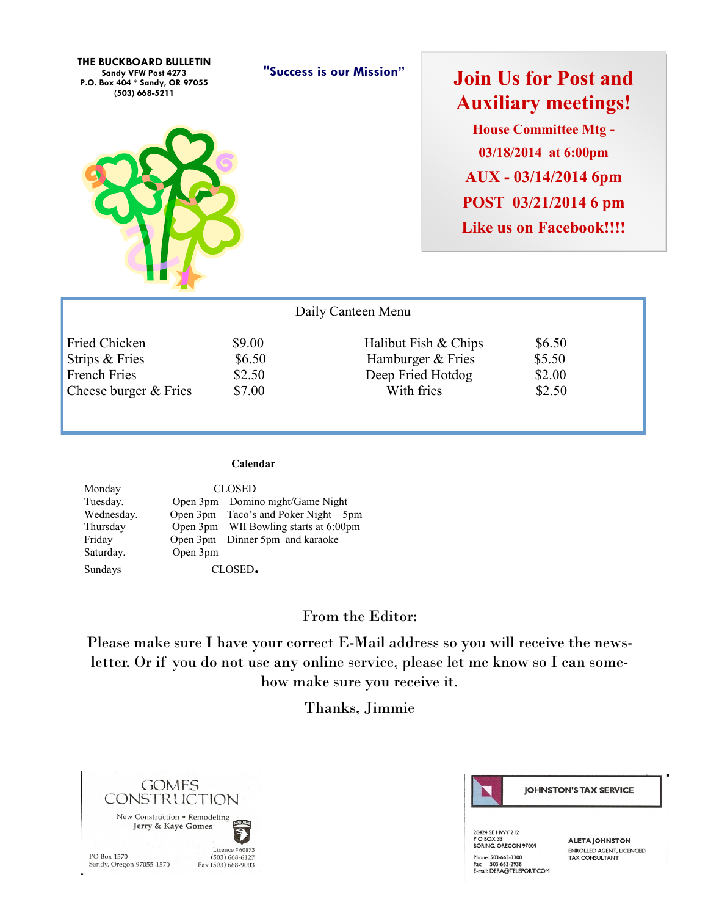**THE BUCKBOARD BULLETIN**
**Sandy VFW Post 4273**
**P.O. Box 404 * Sandy, OR 97055**
**(503) 668-5211**

**"Success is our Mission"**

## Join Us for Post and Auxiliary meetings!

**House Committee Mtg - 03/18/2014 at 6:00pm**

**AUX - 03/14/2014 6pm**

**POST 03/21/2014 6 pm**

**Like us on Facebook!!!!**

### Daily Canteen Menu

| | | | |
|---|---|---|---|
| Fried Chicken | $9.00 | Halibut Fish & Chips | $6.50 |
| Strips & Fries | $6.50 | Hamburger & Fries | $5.50 |
| French Fries | $2.50 | Deep Fried Hotdog | $2.00 |
| Cheese burger & Fries | $7.00 | With fries | $2.50 |

### Calendar

| | | |
|---|---|---|
| Monday | CLOSED | |
| Tuesday. | Open 3pm | Domino night/Game Night |
| Wednesday. | Open 3pm | Taco's and Poker Night—5pm |
| Thursday | Open 3pm | WII Bowling starts at 6:00pm |
| Friday | Open 3pm | Dinner 5pm and karaoke |
| Saturday. | Open 3pm | |
| Sundays | CLOSED. | |

## From the Editor:

Please make sure I have your correct E-Mail address so you will receive the newsletter. Or if you do not use any online service, please let me know so I can somehow make sure you receive it.

Thanks, Jimmie

GOMES CONSTRUCTION
New Construction • Remodeling
Jerry & Kaye Gomes
PO Box 1570
Sandy, Oregon 97055-1570
Licence #60873
(503) 668-6127
Fax (503) 668-9003

JOHNSTON'S TAX SERVICE
28424 SE HWY 212
P O BOX 33
BORING, OREGON 97009
Phone: 503-663-3308
Fax: 503-663-2938
E-mail: DERA@TELEPORT.COM
ALETA JOHNSTON
ENROLLED AGENT, LICENCED TAX CONSULTANT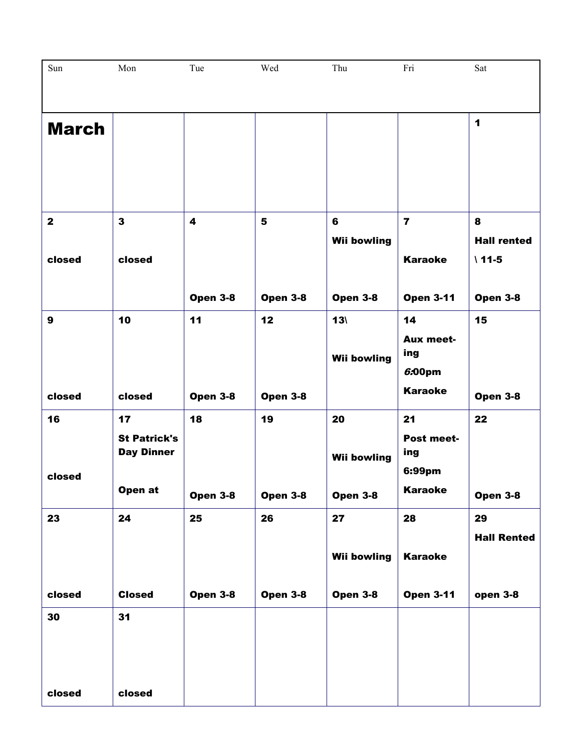| Sun | Mon | Tue | Wed | Thu | Fri | Sat |
|---|---|---|---|---|---|---|
| **March** | | | | | | **1** |
| **2** closed | **3** closed | **4** Open 3-8 | **5** Open 3-8 | **6** Wii bowling Open 3-8 | **7** Karaoke Open 3-11 | **8** Hall rented \ 11-5 Open 3-8 |
| **9** closed | **10** closed | **11** Open 3-8 | **12** Open 3-8 | **13\\** Wii bowling | **14** Aux meet-ing *6:*00pm Karaoke | **15** Open 3-8 |
| **16** closed | **17** St Patrick's Day Dinner Open at | **18** Open 3-8 | **19** Open 3-8 | **20** Wii bowling Open 3-8 | **21** Post meet-ing 6:99pm Karaoke | **22** Open 3-8 |
| **23** closed | **24** Closed | **25** Open 3-8 | **26** Open 3-8 | **27** Wii bowling Open 3-8 | **28** Karaoke Open 3-11 | **29** Hall Rented open 3-8 |
| **30** closed | **31** closed | | | | | |